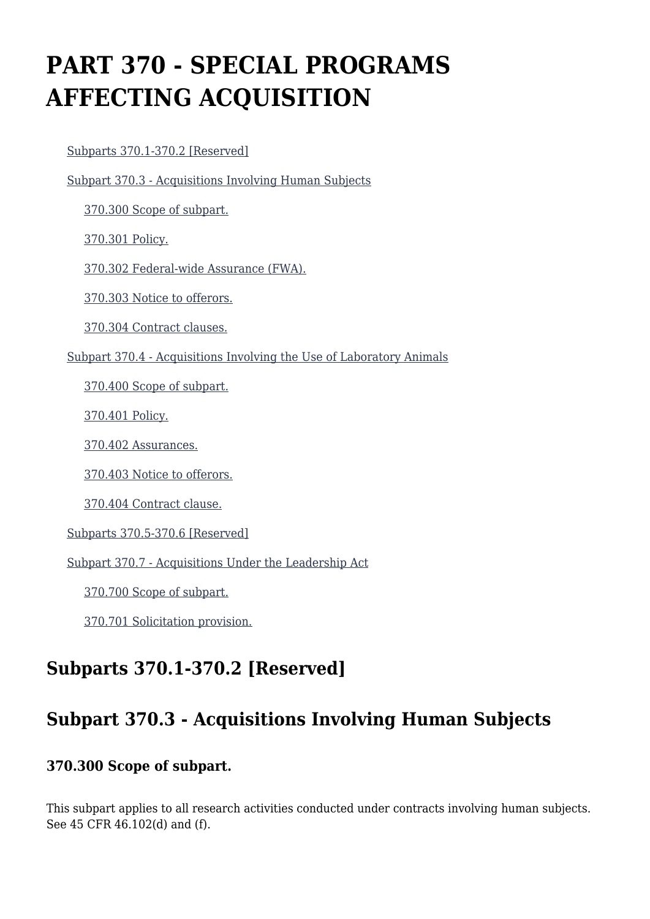# PART 370 - SPECIAL PROGRAMS AFFECTING ACQUISITION

- Subparts 370.1-370.2 [Reserved]
- Subpart 370.3 - Acquisitions Involving Human Subjects
  - 370.300 Scope of subpart.
  - 370.301 Policy.
  - 370.302 Federal-wide Assurance (FWA).
  - 370.303 Notice to offerors.
  - 370.304 Contract clauses.
- Subpart 370.4 - Acquisitions Involving the Use of Laboratory Animals
  - 370.400 Scope of subpart.
  - 370.401 Policy.
  - 370.402 Assurances.
  - 370.403 Notice to offerors.
  - 370.404 Contract clause.
- Subparts 370.5-370.6 [Reserved]
- Subpart 370.7 - Acquisitions Under the Leadership Act
  - 370.700 Scope of subpart.
  - 370.701 Solicitation provision.

## Subparts 370.1-370.2 [Reserved]

## Subpart 370.3 - Acquisitions Involving Human Subjects

### 370.300 Scope of subpart.

This subpart applies to all research activities conducted under contracts involving human subjects. See 45 CFR 46.102(d) and (f).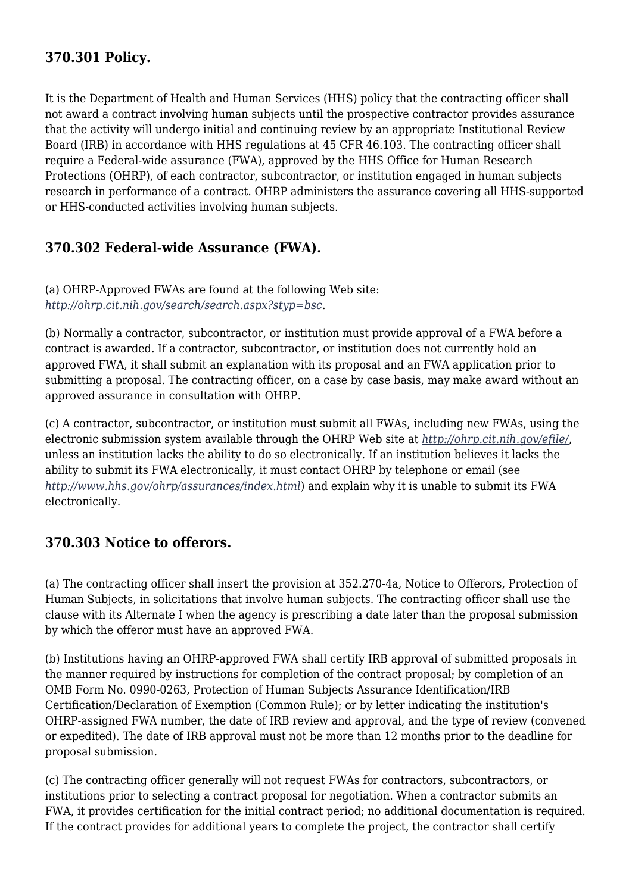## 370.301 Policy.

It is the Department of Health and Human Services (HHS) policy that the contracting officer shall not award a contract involving human subjects until the prospective contractor provides assurance that the activity will undergo initial and continuing review by an appropriate Institutional Review Board (IRB) in accordance with HHS regulations at 45 CFR 46.103. The contracting officer shall require a Federal-wide assurance (FWA), approved by the HHS Office for Human Research Protections (OHRP), of each contractor, subcontractor, or institution engaged in human subjects research in performance of a contract. OHRP administers the assurance covering all HHS-supported or HHS-conducted activities involving human subjects.

## 370.302 Federal-wide Assurance (FWA).

(a) OHRP-Approved FWAs are found at the following Web site: *http://ohrp.cit.nih.gov/search/search.aspx?styp=bsc*.

(b) Normally a contractor, subcontractor, or institution must provide approval of a FWA before a contract is awarded. If a contractor, subcontractor, or institution does not currently hold an approved FWA, it shall submit an explanation with its proposal and an FWA application prior to submitting a proposal. The contracting officer, on a case by case basis, may make award without an approved assurance in consultation with OHRP.

(c) A contractor, subcontractor, or institution must submit all FWAs, including new FWAs, using the electronic submission system available through the OHRP Web site at *http://ohrp.cit.nih.gov/efile/*, unless an institution lacks the ability to do so electronically. If an institution believes it lacks the ability to submit its FWA electronically, it must contact OHRP by telephone or email (see *http://www.hhs.gov/ohrp/assurances/index.html*) and explain why it is unable to submit its FWA electronically.

## 370.303 Notice to offerors.

(a) The contracting officer shall insert the provision at 352.270-4a, Notice to Offerors, Protection of Human Subjects, in solicitations that involve human subjects. The contracting officer shall use the clause with its Alternate I when the agency is prescribing a date later than the proposal submission by which the offeror must have an approved FWA.

(b) Institutions having an OHRP-approved FWA shall certify IRB approval of submitted proposals in the manner required by instructions for completion of the contract proposal; by completion of an OMB Form No. 0990-0263, Protection of Human Subjects Assurance Identification/IRB Certification/Declaration of Exemption (Common Rule); or by letter indicating the institution's OHRP-assigned FWA number, the date of IRB review and approval, and the type of review (convened or expedited). The date of IRB approval must not be more than 12 months prior to the deadline for proposal submission.

(c) The contracting officer generally will not request FWAs for contractors, subcontractors, or institutions prior to selecting a contract proposal for negotiation. When a contractor submits an FWA, it provides certification for the initial contract period; no additional documentation is required. If the contract provides for additional years to complete the project, the contractor shall certify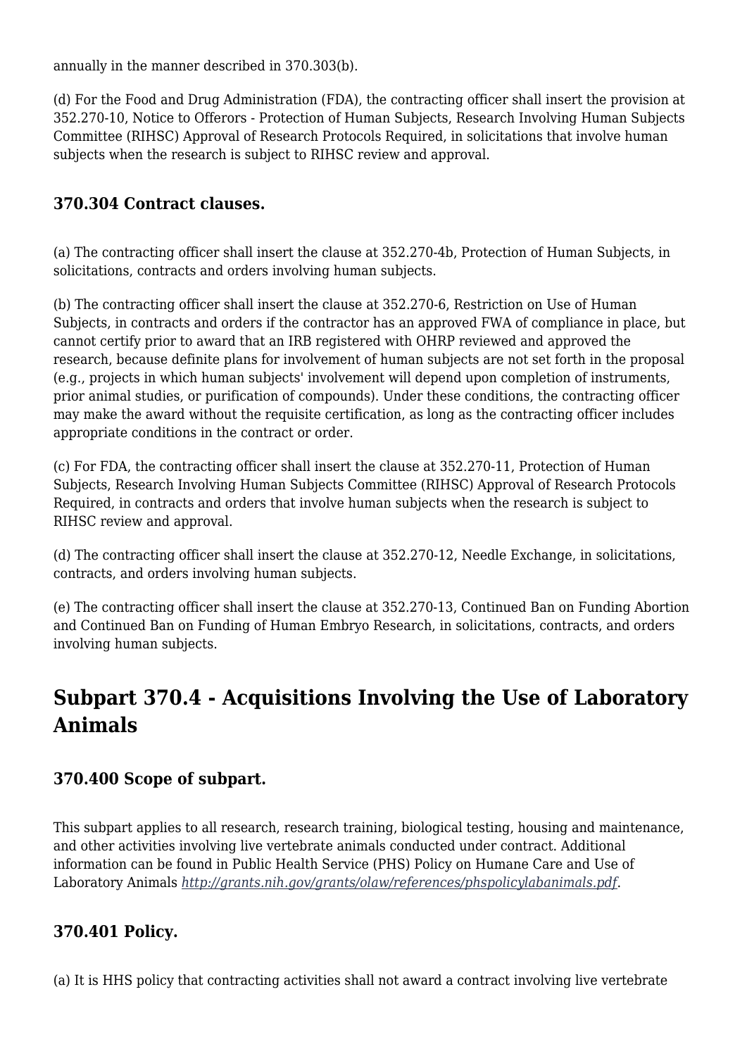annually in the manner described in 370.303(b).

(d) For the Food and Drug Administration (FDA), the contracting officer shall insert the provision at 352.270-10, Notice to Offerors - Protection of Human Subjects, Research Involving Human Subjects Committee (RIHSC) Approval of Research Protocols Required, in solicitations that involve human subjects when the research is subject to RIHSC review and approval.

### 370.304 Contract clauses.

(a) The contracting officer shall insert the clause at 352.270-4b, Protection of Human Subjects, in solicitations, contracts and orders involving human subjects.

(b) The contracting officer shall insert the clause at 352.270-6, Restriction on Use of Human Subjects, in contracts and orders if the contractor has an approved FWA of compliance in place, but cannot certify prior to award that an IRB registered with OHRP reviewed and approved the research, because definite plans for involvement of human subjects are not set forth in the proposal (e.g., projects in which human subjects' involvement will depend upon completion of instruments, prior animal studies, or purification of compounds). Under these conditions, the contracting officer may make the award without the requisite certification, as long as the contracting officer includes appropriate conditions in the contract or order.

(c) For FDA, the contracting officer shall insert the clause at 352.270-11, Protection of Human Subjects, Research Involving Human Subjects Committee (RIHSC) Approval of Research Protocols Required, in contracts and orders that involve human subjects when the research is subject to RIHSC review and approval.

(d) The contracting officer shall insert the clause at 352.270-12, Needle Exchange, in solicitations, contracts, and orders involving human subjects.

(e) The contracting officer shall insert the clause at 352.270-13, Continued Ban on Funding Abortion and Continued Ban on Funding of Human Embryo Research, in solicitations, contracts, and orders involving human subjects.

## Subpart 370.4 - Acquisitions Involving the Use of Laboratory Animals

### 370.400 Scope of subpart.

This subpart applies to all research, research training, biological testing, housing and maintenance, and other activities involving live vertebrate animals conducted under contract. Additional information can be found in Public Health Service (PHS) Policy on Humane Care and Use of Laboratory Animals *http://grants.nih.gov/grants/olaw/references/phspolicylabanimals.pdf*.

### 370.401 Policy.

(a) It is HHS policy that contracting activities shall not award a contract involving live vertebrate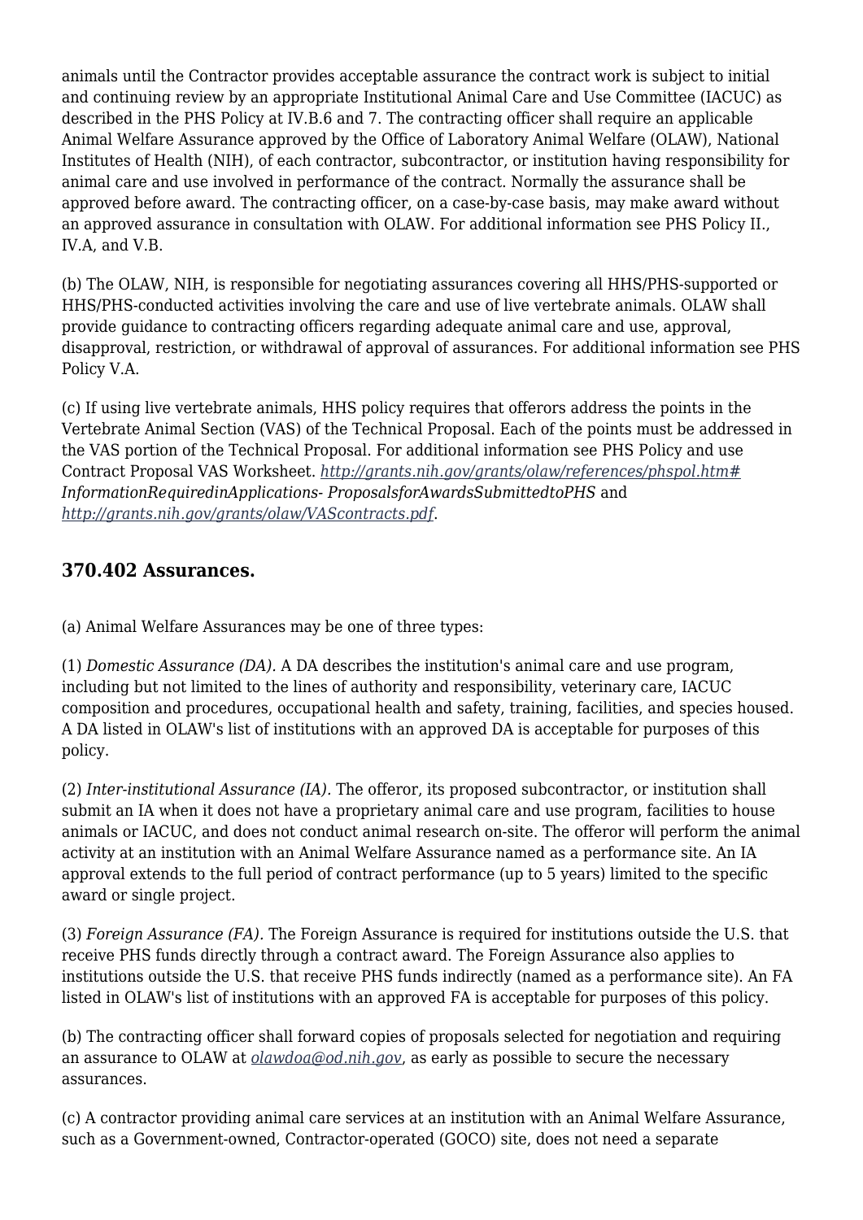animals until the Contractor provides acceptable assurance the contract work is subject to initial and continuing review by an appropriate Institutional Animal Care and Use Committee (IACUC) as described in the PHS Policy at IV.B.6 and 7. The contracting officer shall require an applicable Animal Welfare Assurance approved by the Office of Laboratory Animal Welfare (OLAW), National Institutes of Health (NIH), of each contractor, subcontractor, or institution having responsibility for animal care and use involved in performance of the contract. Normally the assurance shall be approved before award. The contracting officer, on a case-by-case basis, may make award without an approved assurance in consultation with OLAW. For additional information see PHS Policy II., IV.A, and V.B.

(b) The OLAW, NIH, is responsible for negotiating assurances covering all HHS/PHS-supported or HHS/PHS-conducted activities involving the care and use of live vertebrate animals. OLAW shall provide guidance to contracting officers regarding adequate animal care and use, approval, disapproval, restriction, or withdrawal of approval of assurances. For additional information see PHS Policy V.A.

(c) If using live vertebrate animals, HHS policy requires that offerors address the points in the Vertebrate Animal Section (VAS) of the Technical Proposal. Each of the points must be addressed in the VAS portion of the Technical Proposal. For additional information see PHS Policy and use Contract Proposal VAS Worksheet. *http://grants.nih.gov/grants/olaw/references/phspol.htm#InformationRequiredinApplications- ProposalsforAwardsSubmittedtoPHS* and *http://grants.nih.gov/grants/olaw/VAScontracts.pdf*.

### 370.402 Assurances.

(a) Animal Welfare Assurances may be one of three types:

(1) *Domestic Assurance (DA).* A DA describes the institution's animal care and use program, including but not limited to the lines of authority and responsibility, veterinary care, IACUC composition and procedures, occupational health and safety, training, facilities, and species housed. A DA listed in OLAW's list of institutions with an approved DA is acceptable for purposes of this policy.

(2) *Inter-institutional Assurance (IA).* The offeror, its proposed subcontractor, or institution shall submit an IA when it does not have a proprietary animal care and use program, facilities to house animals or IACUC, and does not conduct animal research on-site. The offeror will perform the animal activity at an institution with an Animal Welfare Assurance named as a performance site. An IA approval extends to the full period of contract performance (up to 5 years) limited to the specific award or single project.

(3) *Foreign Assurance (FA).* The Foreign Assurance is required for institutions outside the U.S. that receive PHS funds directly through a contract award. The Foreign Assurance also applies to institutions outside the U.S. that receive PHS funds indirectly (named as a performance site). An FA listed in OLAW's list of institutions with an approved FA is acceptable for purposes of this policy.

(b) The contracting officer shall forward copies of proposals selected for negotiation and requiring an assurance to OLAW at *olawdoa@od.nih.gov*, as early as possible to secure the necessary assurances.

(c) A contractor providing animal care services at an institution with an Animal Welfare Assurance, such as a Government-owned, Contractor-operated (GOCO) site, does not need a separate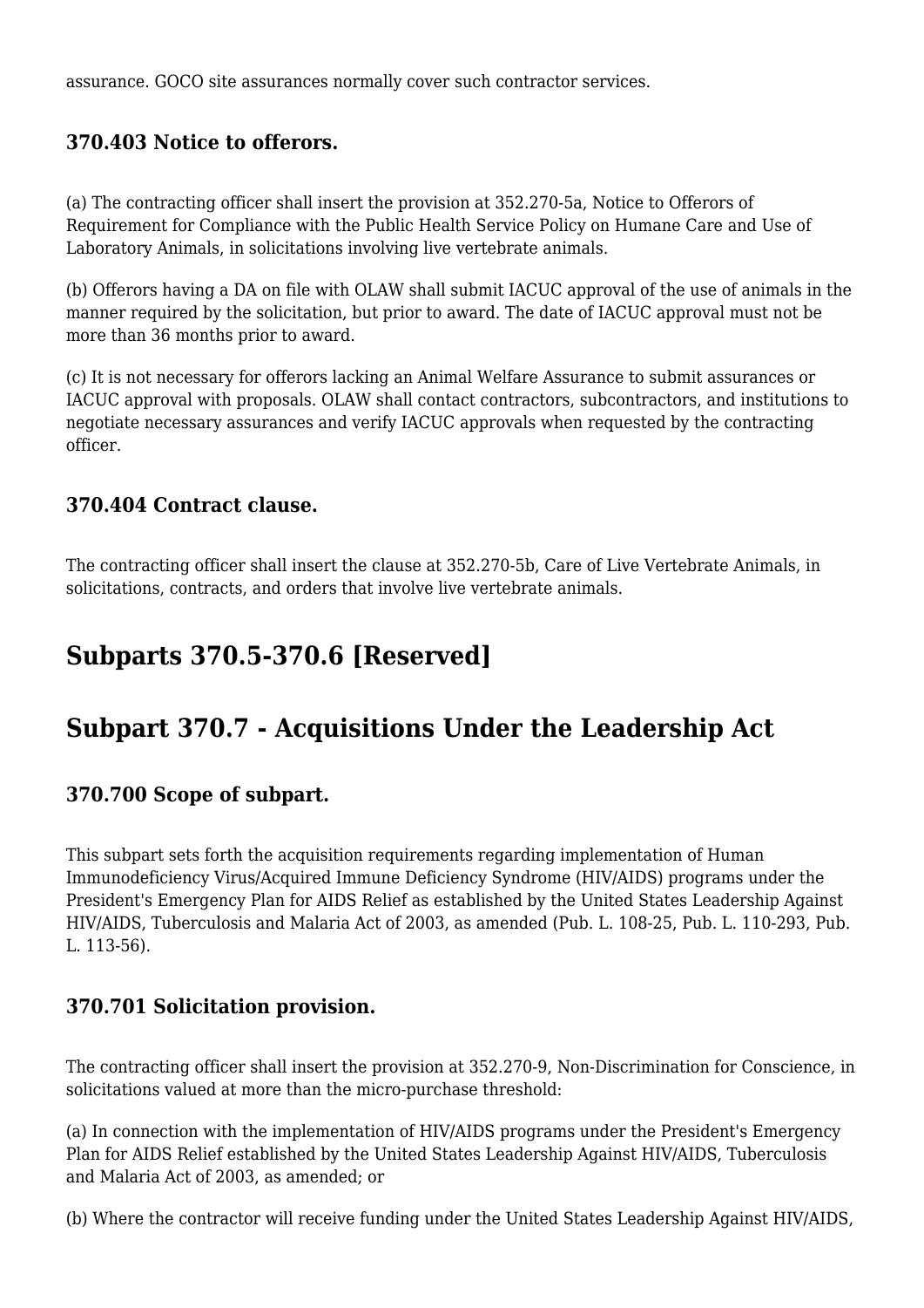assurance. GOCO site assurances normally cover such contractor services.

### 370.403 Notice to offerors.

(a) The contracting officer shall insert the provision at 352.270-5a, Notice to Offerors of Requirement for Compliance with the Public Health Service Policy on Humane Care and Use of Laboratory Animals, in solicitations involving live vertebrate animals.

(b) Offerors having a DA on file with OLAW shall submit IACUC approval of the use of animals in the manner required by the solicitation, but prior to award. The date of IACUC approval must not be more than 36 months prior to award.

(c) It is not necessary for offerors lacking an Animal Welfare Assurance to submit assurances or IACUC approval with proposals. OLAW shall contact contractors, subcontractors, and institutions to negotiate necessary assurances and verify IACUC approvals when requested by the contracting officer.

### 370.404 Contract clause.

The contracting officer shall insert the clause at 352.270-5b, Care of Live Vertebrate Animals, in solicitations, contracts, and orders that involve live vertebrate animals.

## Subparts 370.5-370.6 [Reserved]

## Subpart 370.7 - Acquisitions Under the Leadership Act

### 370.700 Scope of subpart.

This subpart sets forth the acquisition requirements regarding implementation of Human Immunodeficiency Virus/Acquired Immune Deficiency Syndrome (HIV/AIDS) programs under the President's Emergency Plan for AIDS Relief as established by the United States Leadership Against HIV/AIDS, Tuberculosis and Malaria Act of 2003, as amended (Pub. L. 108-25, Pub. L. 110-293, Pub. L. 113-56).

### 370.701 Solicitation provision.

The contracting officer shall insert the provision at 352.270-9, Non-Discrimination for Conscience, in solicitations valued at more than the micro-purchase threshold:

(a) In connection with the implementation of HIV/AIDS programs under the President's Emergency Plan for AIDS Relief established by the United States Leadership Against HIV/AIDS, Tuberculosis and Malaria Act of 2003, as amended; or

(b) Where the contractor will receive funding under the United States Leadership Against HIV/AIDS,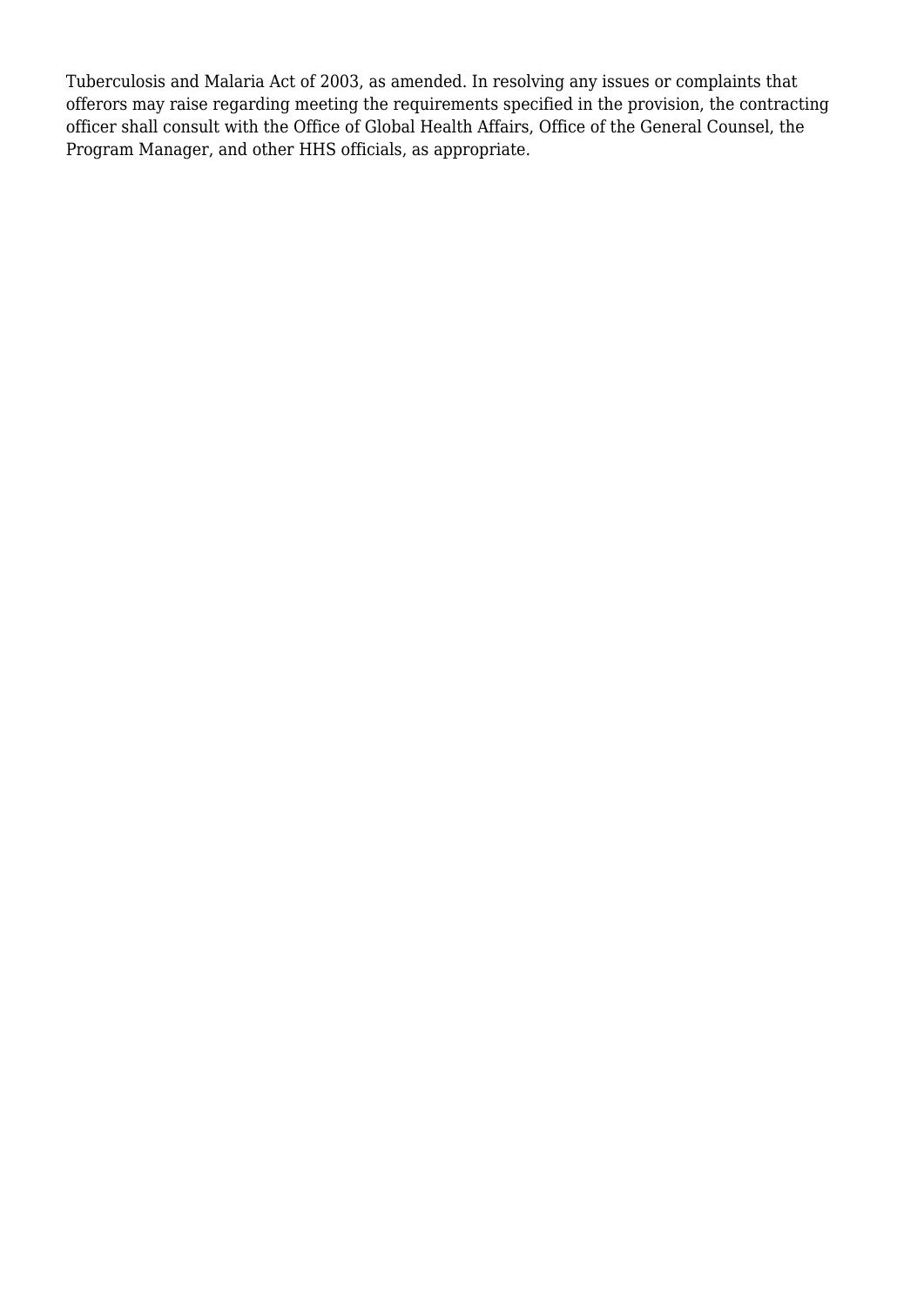Tuberculosis and Malaria Act of 2003, as amended. In resolving any issues or complaints that offerors may raise regarding meeting the requirements specified in the provision, the contracting officer shall consult with the Office of Global Health Affairs, Office of the General Counsel, the Program Manager, and other HHS officials, as appropriate.